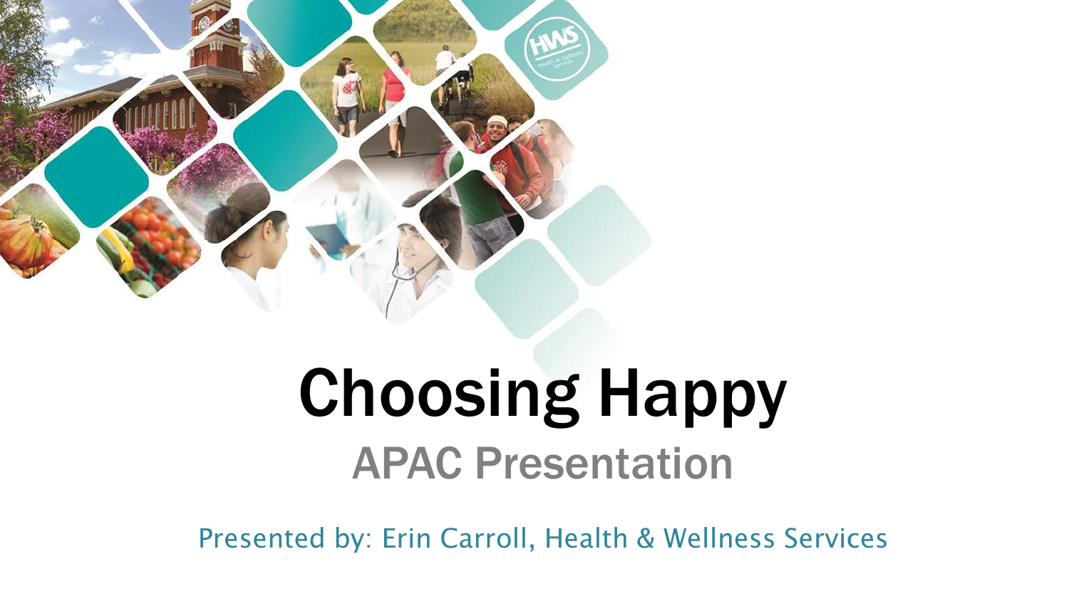# Choosing Happy

## APAC Presentation

Presented by: Erin Carroll, Health & Wellness Services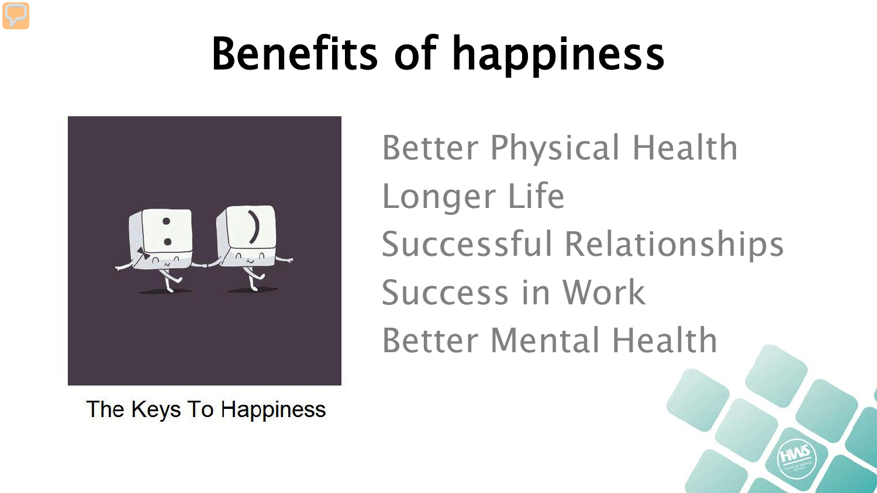# Benefits of happiness

The Keys To Happiness

- Better Physical Health
- Longer Life
- Successful Relationships
- Success in Work
- Better Mental Health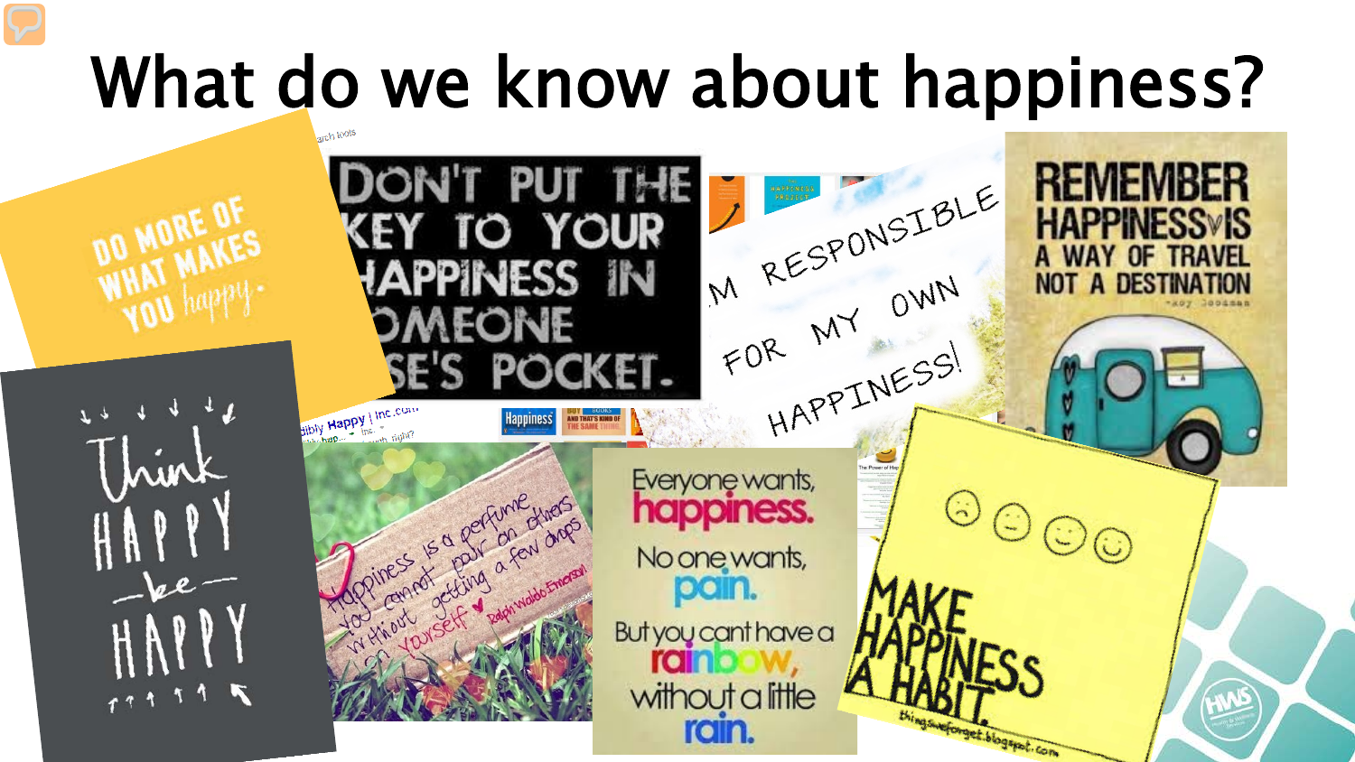# What do we know about happiness?

DO MORE OF WHAT MAKES YOU happy.

DON'T PUT THE KEY TO YOUR HAPPINESS IN SOMEONE ELSE'S POCKET.

I'M RESPONSIBLE FOR MY OWN HAPPINESS!

REMEMBER HAPPINESS IS A WAY OF TRAVEL NOT A DESTINATION

Think HAPPY be HAPPY

Happiness is a perfume you cannot pour on others without getting a few drops on yourself. Ralph Waldo Emerson

Everyone wants, happiness. No one wants, pain. But you cant have a rainbow, without a little rain.

MAKE HAPPINESS A HABIT.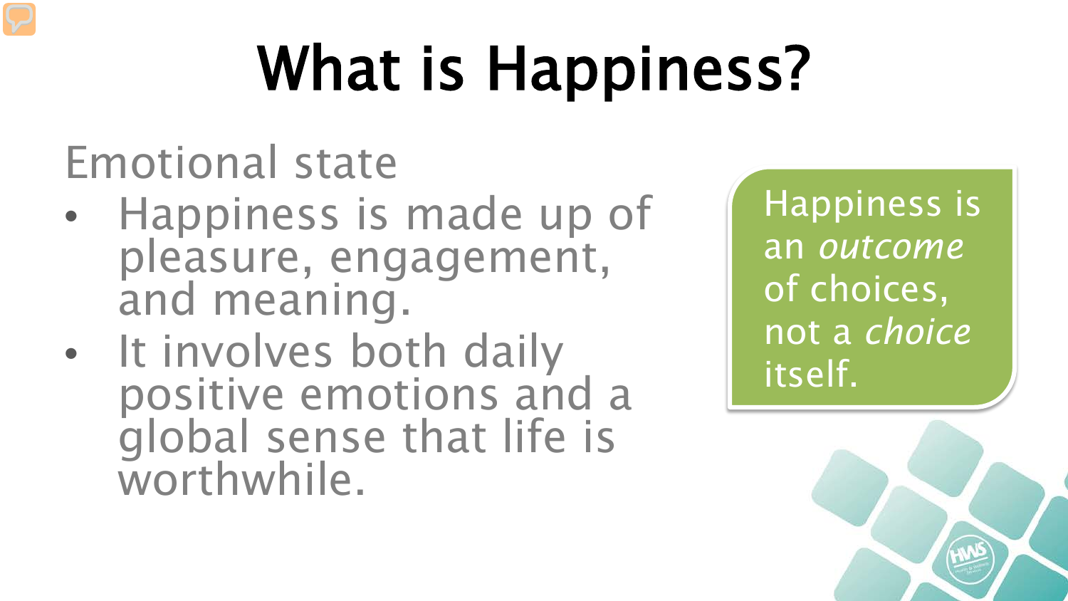# What is Happiness?

Emotional state

- Happiness is made up of pleasure, engagement, and meaning.
- It involves both daily positive emotions and a global sense that life is worthwhile.

Happiness is an *outcome* of choices, not a *choice* itself.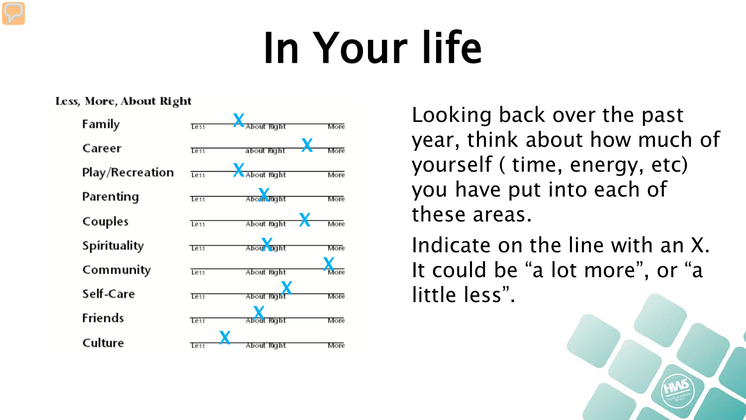# In Your life

**Less, More, About Right**

| Area | Less | About Right | More |
|---|---|---|---|
| Family | | X | |
| Career | | | X |
| Play/Recreation | | X | |
| Parenting | | X | |
| Couples | | | X |
| Spirituality | | X | |
| Community | | | X |
| Self-Care | | X | |
| Friends | | X | |
| Culture | X | | |

Looking back over the past year, think about how much of yourself ( time, energy, etc) you have put into each of these areas.

Indicate on the line with an X. It could be "a lot more", or "a little less".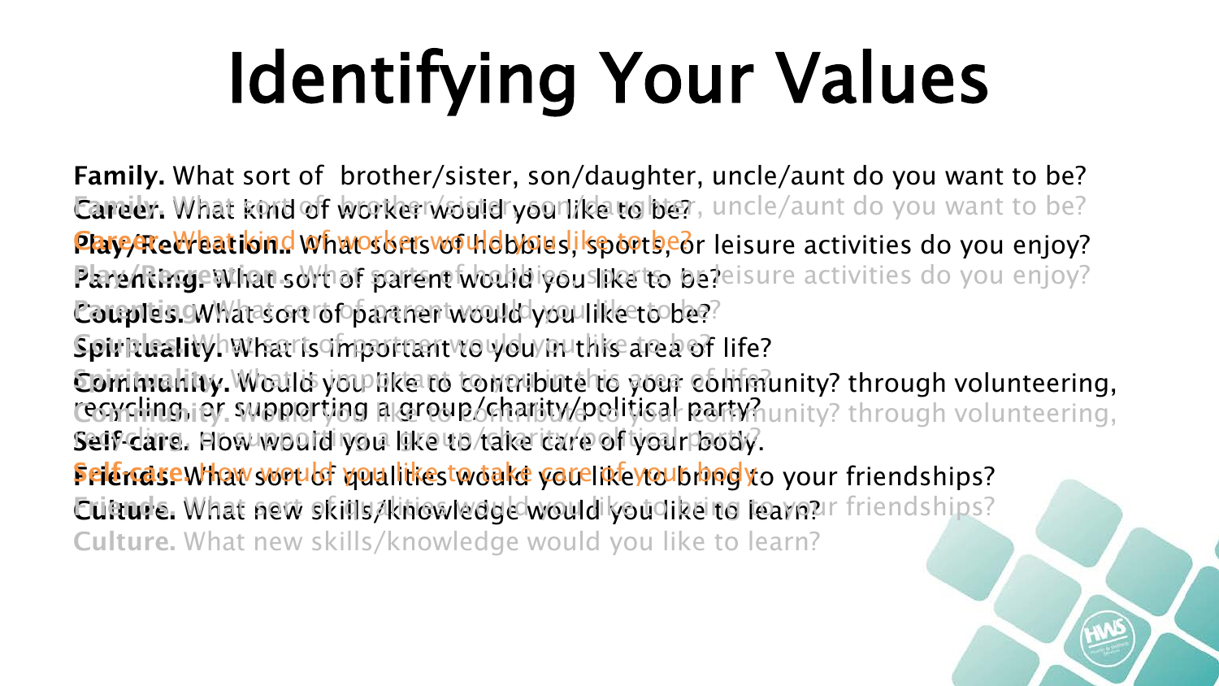# Identifying Your Values

**Family.** What sort of brother/sister, son/daughter, uncle/aunt do you want to be?

**Career.** What kind of worker would you like to be?

**Play/Recreation.** What sorts of hobbies, sports, or leisure activities do you enjoy?

**Parenting.** What sort of parent would you like to be?

**Couples.** What sort of partner would you like to be?

**Spirituality.** What is important to you in this area of life?

**Community.** Would you like to contribute to your community? through volunteering, recycling, or supporting a group/charity/political party?

**Self-care.** How would you like to take care of your body.

**Friends.** What sort of qualities would you like to bring to your friendships?

**Culture.** What new skills/knowledge would you like to learn?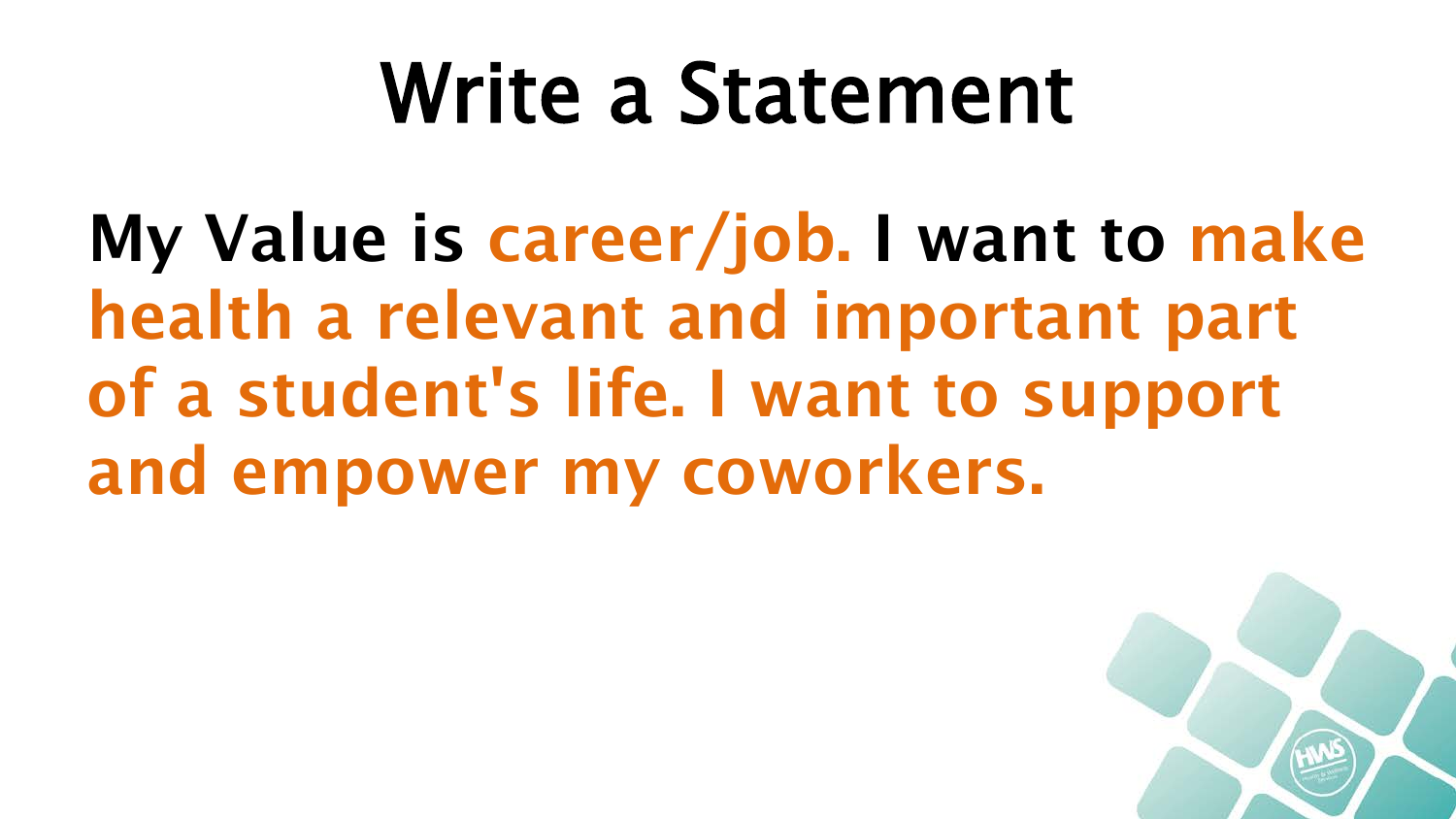# Write a Statement

**My Value is career/job. I want to make health a relevant and important part of a student's life. I want to support and empower my coworkers.**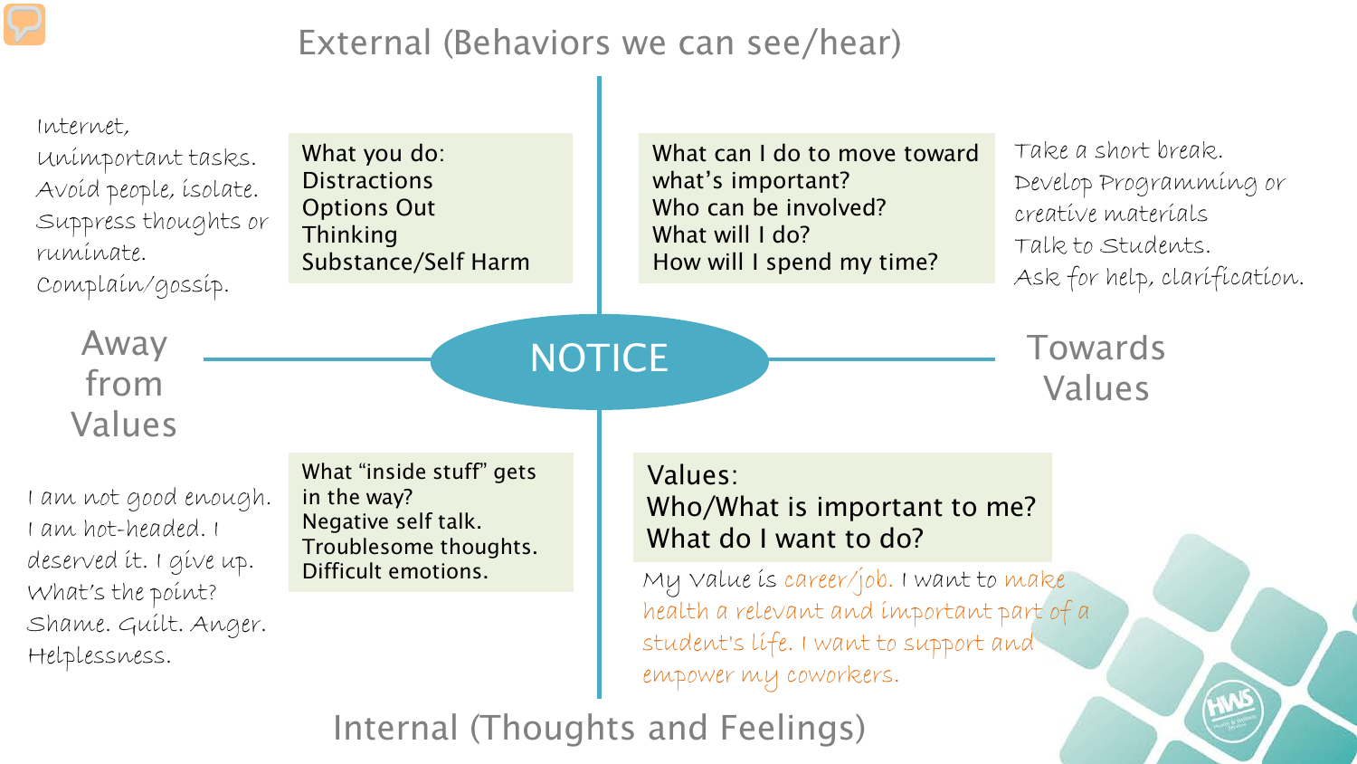# External (Behaviors we can see/hear)

## Away from Values

**What you do:**
Distractions
Options Out
Thinking
Substance/Self Harm

Internet, Unimportant tasks. Avoid people, isolate. Suppress thoughts or ruminate. Complain/gossip.

**What "inside stuff" gets in the way?**
Negative self talk.
Troublesome thoughts.
Difficult emotions.

I am not good enough. I am hot-headed. I deserved it. I give up. What's the point? Shame. Guilt. Anger. Helplessness.

## NOTICE

## Towards Values

**What can I do to move toward what's important?**
Who can be involved?
What will I do?
How will I spend my time?

Take a short break. Develop Programming or creative materials. Talk to Students. Ask for help, clarification.

**Values:**
Who/What is important to me?
What do I want to do?

My value is career/job. I want to make health a relevant and important part of a student's life. I want to support and empower my coworkers.

# Internal (Thoughts and Feelings)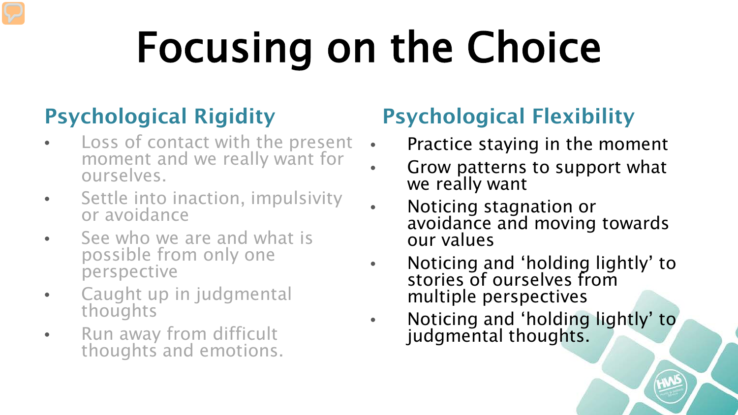# Focusing on the Choice

## Psychological Rigidity

- Loss of contact with the present moment and we really want for ourselves.
- Settle into inaction, impulsivity or avoidance
- See who we are and what is possible from only one perspective
- Caught up in judgmental thoughts
- Run away from difficult thoughts and emotions.

## Psychological Flexibility

- Practice staying in the moment
- Grow patterns to support what we really want
- Noticing stagnation or avoidance and moving towards our values
- Noticing and 'holding lightly' to stories of ourselves from multiple perspectives
- Noticing and 'holding lightly' to judgmental thoughts.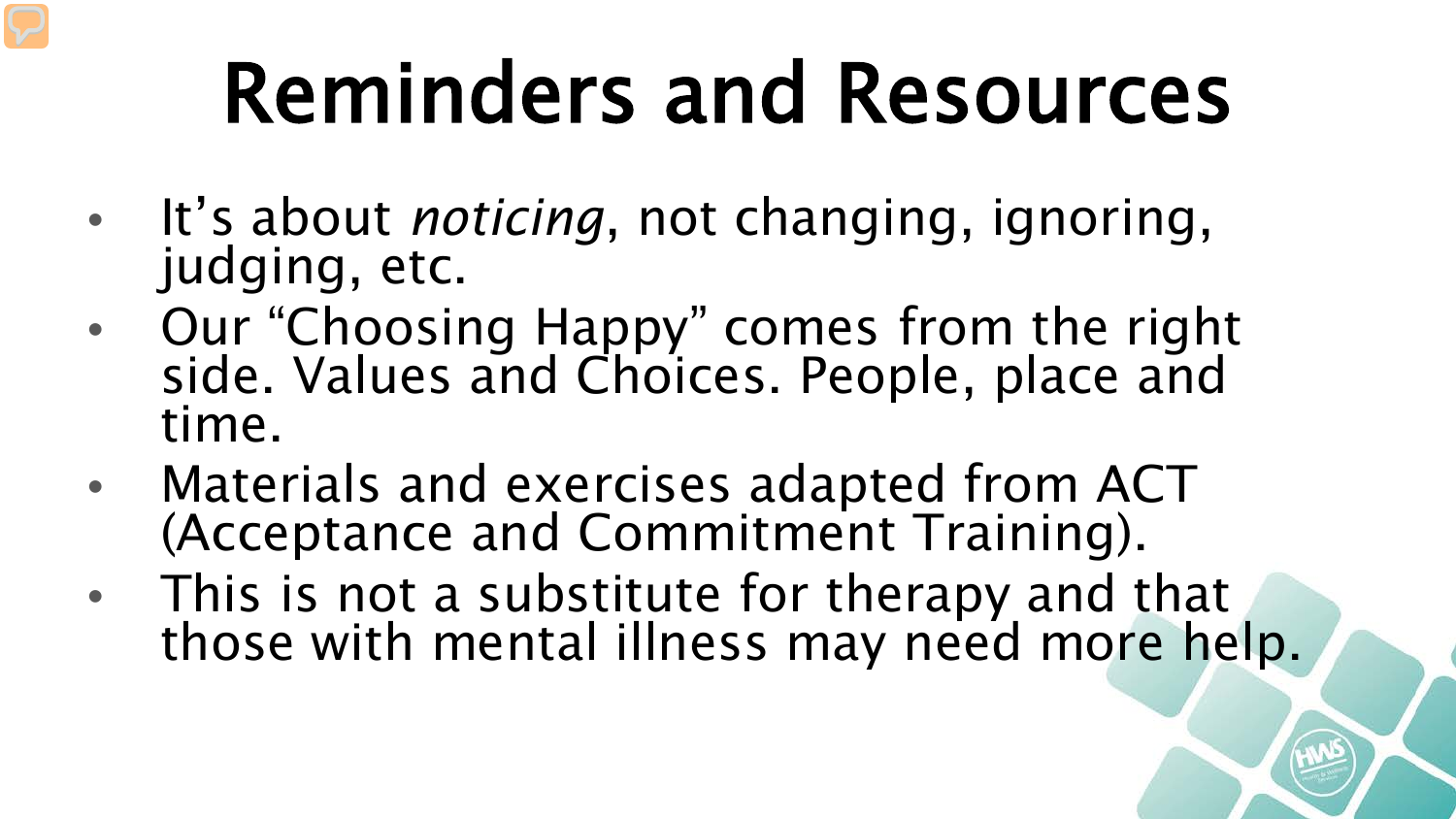# Reminders and Resources

- It's about *noticing*, not changing, ignoring, judging, etc.
- Our "Choosing Happy" comes from the right side. Values and Choices. People, place and time.
- Materials and exercises adapted from ACT (Acceptance and Commitment Training).
- This is not a substitute for therapy and that those with mental illness may need more help.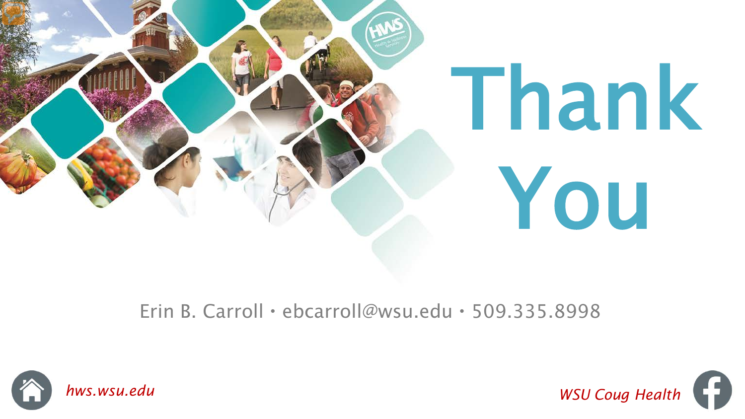# Thank You

Erin B. Carroll • ebcarroll@wsu.edu • 509.335.8998

*hws.wsu.edu*

*WSU Coug Health*